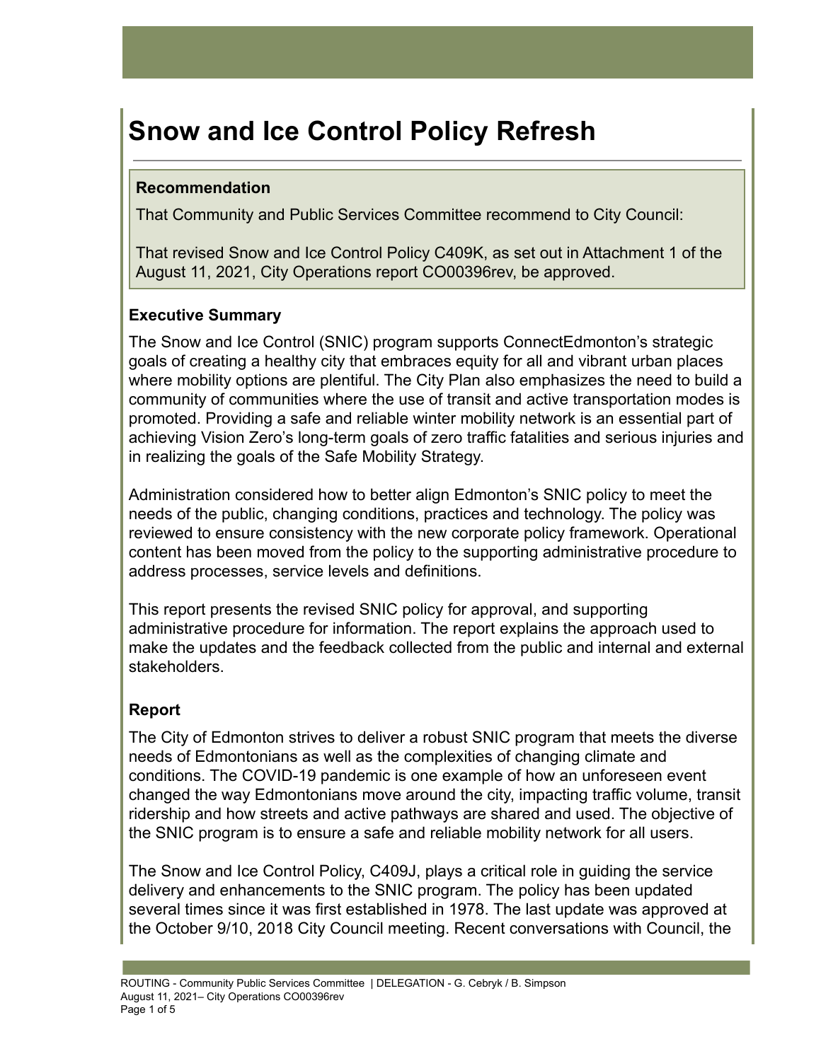# Snow and Ice Control Policy Refresh

**Recommendation**

That Community and Public Services Committee recommend to City Council:

That revised Snow and Ice Control Policy C409K, as set out in Attachment 1 of the August 11, 2021, City Operations report CO00396rev, be approved.

## Executive Summary

The Snow and Ice Control (SNIC) program supports ConnectEdmonton's strategic goals of creating a healthy city that embraces equity for all and vibrant urban places where mobility options are plentiful. The City Plan also emphasizes the need to build a community of communities where the use of transit and active transportation modes is promoted. Providing a safe and reliable winter mobility network is an essential part of achieving Vision Zero's long-term goals of zero traffic fatalities and serious injuries and in realizing the goals of the Safe Mobility Strategy.

Administration considered how to better align Edmonton's SNIC policy to meet the needs of the public, changing conditions, practices and technology. The policy was reviewed to ensure consistency with the new corporate policy framework. Operational content has been moved from the policy to the supporting administrative procedure to address processes, service levels and definitions.

This report presents the revised SNIC policy for approval, and supporting administrative procedure for information. The report explains the approach used to make the updates and the feedback collected from the public and internal and external stakeholders.

## Report

The City of Edmonton strives to deliver a robust SNIC program that meets the diverse needs of Edmontonians as well as the complexities of changing climate and conditions. The COVID-19 pandemic is one example of how an unforeseen event changed the way Edmontonians move around the city, impacting traffic volume, transit ridership and how streets and active pathways are shared and used. The objective of the SNIC program is to ensure a safe and reliable mobility network for all users.

The Snow and Ice Control Policy, C409J, plays a critical role in guiding the service delivery and enhancements to the SNIC program. The policy has been updated several times since it was first established in 1978. The last update was approved at the October 9/10, 2018 City Council meeting. Recent conversations with Council, the

ROUTING - Community Public Services Committee | DELEGATION - G. Cebryk / B. Simpson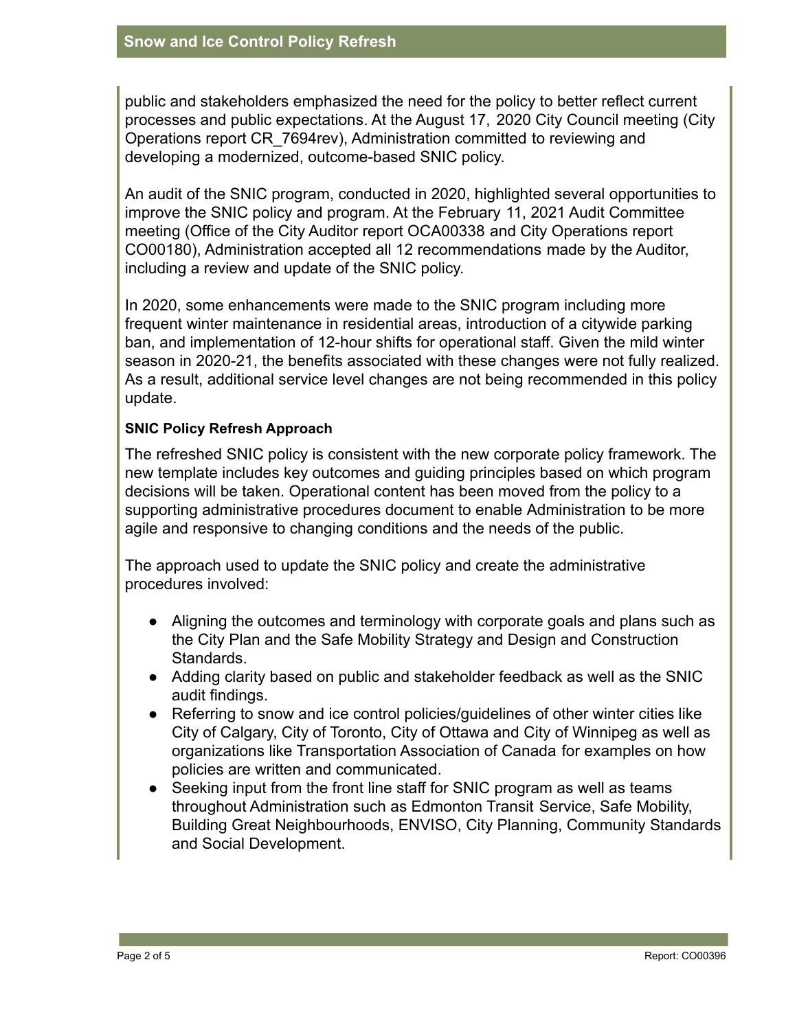public and stakeholders emphasized the need for the policy to better reflect current processes and public expectations. At the August 17, 2020 City Council meeting (City Operations report CR_7694rev), Administration committed to reviewing and developing a modernized, outcome-based SNIC policy.

An audit of the SNIC program, conducted in 2020, highlighted several opportunities to improve the SNIC policy and program. At the February 11, 2021 Audit Committee meeting (Office of the City Auditor report OCA00338 and City Operations report CO00180), Administration accepted all 12 recommendations made by the Auditor, including a review and update of the SNIC policy.

In 2020, some enhancements were made to the SNIC program including more frequent winter maintenance in residential areas, introduction of a citywide parking ban, and implementation of 12-hour shifts for operational staff. Given the mild winter season in 2020-21, the benefits associated with these changes were not fully realized. As a result, additional service level changes are not being recommended in this policy update.

**SNIC Policy Refresh Approach**

The refreshed SNIC policy is consistent with the new corporate policy framework. The new template includes key outcomes and guiding principles based on which program decisions will be taken. Operational content has been moved from the policy to a supporting administrative procedures document to enable Administration to be more agile and responsive to changing conditions and the needs of the public.

The approach used to update the SNIC policy and create the administrative procedures involved:

- Aligning the outcomes and terminology with corporate goals and plans such as the City Plan and the Safe Mobility Strategy and Design and Construction Standards.
- Adding clarity based on public and stakeholder feedback as well as the SNIC audit findings.
- Referring to snow and ice control policies/guidelines of other winter cities like City of Calgary, City of Toronto, City of Ottawa and City of Winnipeg as well as organizations like Transportation Association of Canada for examples on how policies are written and communicated.
- Seeking input from the front line staff for SNIC program as well as teams throughout Administration such as Edmonton Transit Service, Safe Mobility, Building Great Neighbourhoods, ENVISO, City Planning, Community Standards and Social Development.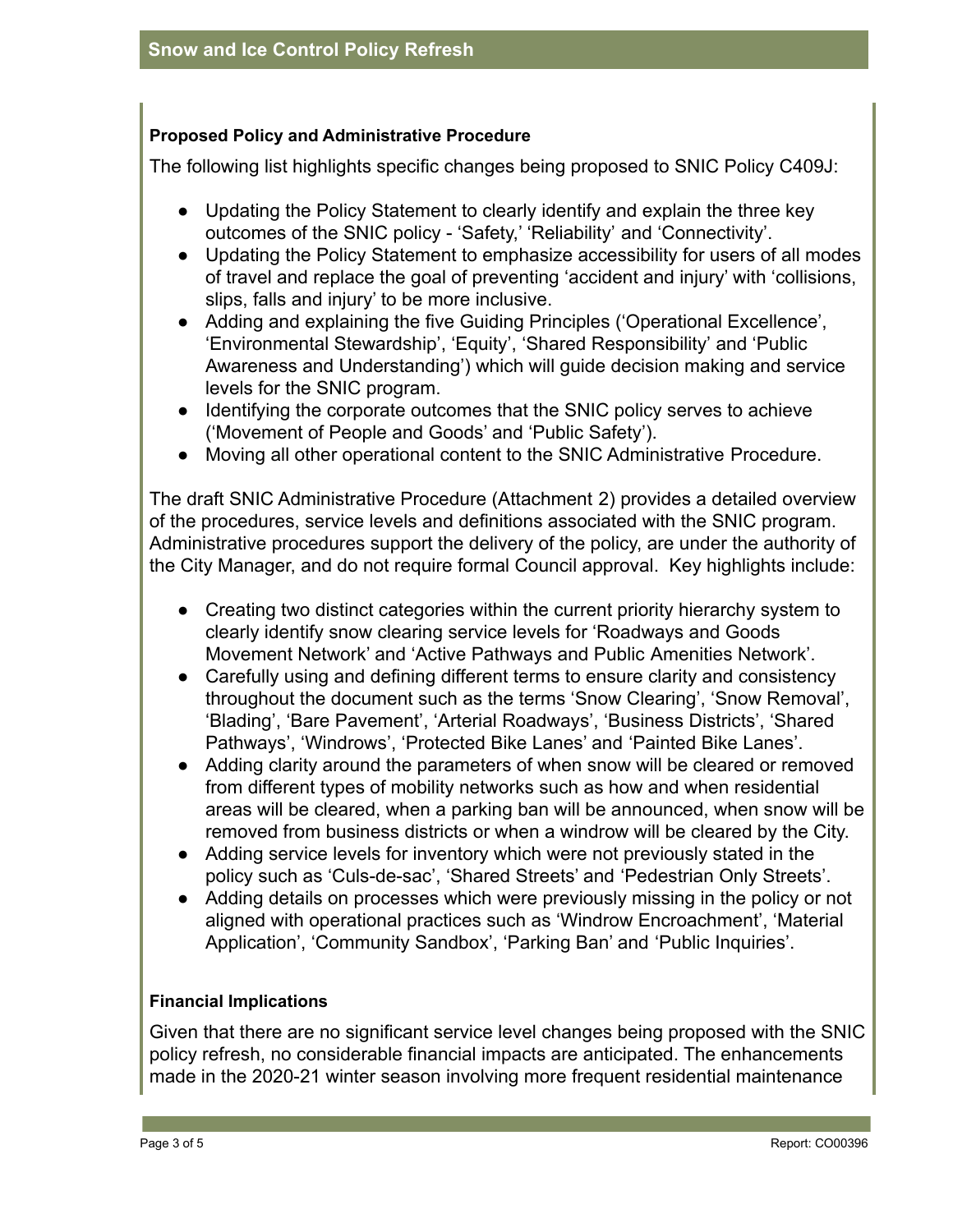### Proposed Policy and Administrative Procedure

The following list highlights specific changes being proposed to SNIC Policy C409J:

- Updating the Policy Statement to clearly identify and explain the three key outcomes of the SNIC policy - 'Safety,' 'Reliability' and 'Connectivity'.
- Updating the Policy Statement to emphasize accessibility for users of all modes of travel and replace the goal of preventing 'accident and injury' with 'collisions, slips, falls and injury' to be more inclusive.
- Adding and explaining the five Guiding Principles ('Operational Excellence', 'Environmental Stewardship', 'Equity', 'Shared Responsibility' and 'Public Awareness and Understanding') which will guide decision making and service levels for the SNIC program.
- Identifying the corporate outcomes that the SNIC policy serves to achieve ('Movement of People and Goods' and 'Public Safety').
- Moving all other operational content to the SNIC Administrative Procedure.

The draft SNIC Administrative Procedure (Attachment 2) provides a detailed overview of the procedures, service levels and definitions associated with the SNIC program. Administrative procedures support the delivery of the policy, are under the authority of the City Manager, and do not require formal Council approval. Key highlights include:

- Creating two distinct categories within the current priority hierarchy system to clearly identify snow clearing service levels for 'Roadways and Goods Movement Network' and 'Active Pathways and Public Amenities Network'.
- Carefully using and defining different terms to ensure clarity and consistency throughout the document such as the terms 'Snow Clearing', 'Snow Removal', 'Blading', 'Bare Pavement', 'Arterial Roadways', 'Business Districts', 'Shared Pathways', 'Windrows', 'Protected Bike Lanes' and 'Painted Bike Lanes'.
- Adding clarity around the parameters of when snow will be cleared or removed from different types of mobility networks such as how and when residential areas will be cleared, when a parking ban will be announced, when snow will be removed from business districts or when a windrow will be cleared by the City.
- Adding service levels for inventory which were not previously stated in the policy such as 'Culs-de-sac', 'Shared Streets' and 'Pedestrian Only Streets'.
- Adding details on processes which were previously missing in the policy or not aligned with operational practices such as 'Windrow Encroachment', 'Material Application', 'Community Sandbox', 'Parking Ban' and 'Public Inquiries'.

### Financial Implications

Given that there are no significant service level changes being proposed with the SNIC policy refresh, no considerable financial impacts are anticipated. The enhancements made in the 2020-21 winter season involving more frequent residential maintenance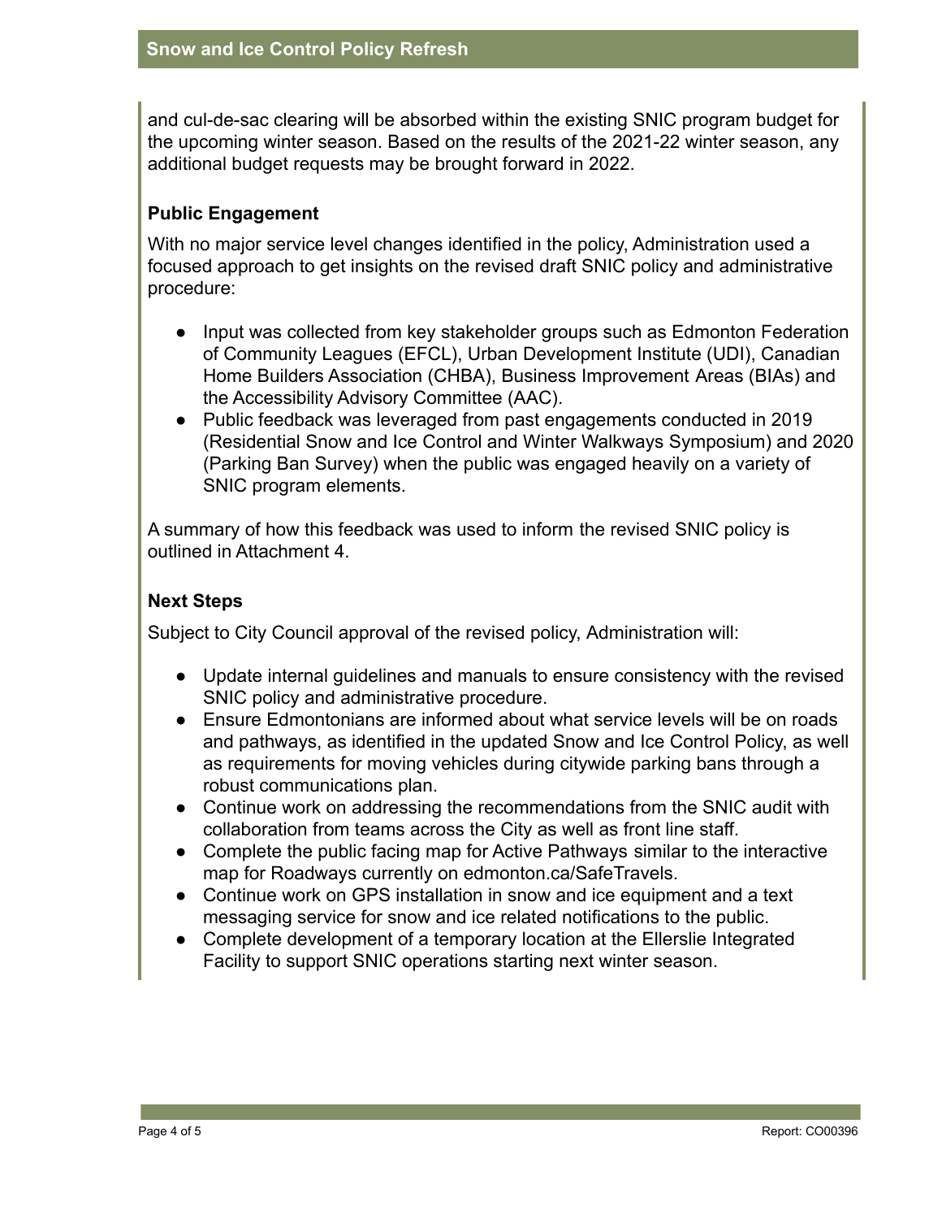and cul-de-sac clearing will be absorbed within the existing SNIC program budget for the upcoming winter season. Based on the results of the 2021-22 winter season, any additional budget requests may be brought forward in 2022.

## Public Engagement

With no major service level changes identified in the policy, Administration used a focused approach to get insights on the revised draft SNIC policy and administrative procedure:

- Input was collected from key stakeholder groups such as Edmonton Federation of Community Leagues (EFCL), Urban Development Institute (UDI), Canadian Home Builders Association (CHBA), Business Improvement Areas (BIAs) and the Accessibility Advisory Committee (AAC).
- Public feedback was leveraged from past engagements conducted in 2019 (Residential Snow and Ice Control and Winter Walkways Symposium) and 2020 (Parking Ban Survey) when the public was engaged heavily on a variety of SNIC program elements.

A summary of how this feedback was used to inform the revised SNIC policy is outlined in Attachment 4.

## Next Steps

Subject to City Council approval of the revised policy, Administration will:

- Update internal guidelines and manuals to ensure consistency with the revised SNIC policy and administrative procedure.
- Ensure Edmontonians are informed about what service levels will be on roads and pathways, as identified in the updated Snow and Ice Control Policy, as well as requirements for moving vehicles during citywide parking bans through a robust communications plan.
- Continue work on addressing the recommendations from the SNIC audit with collaboration from teams across the City as well as front line staff.
- Complete the public facing map for Active Pathways similar to the interactive map for Roadways currently on edmonton.ca/SafeTravels.
- Continue work on GPS installation in snow and ice equipment and a text messaging service for snow and ice related notifications to the public.
- Complete development of a temporary location at the Ellerslie Integrated Facility to support SNIC operations starting next winter season.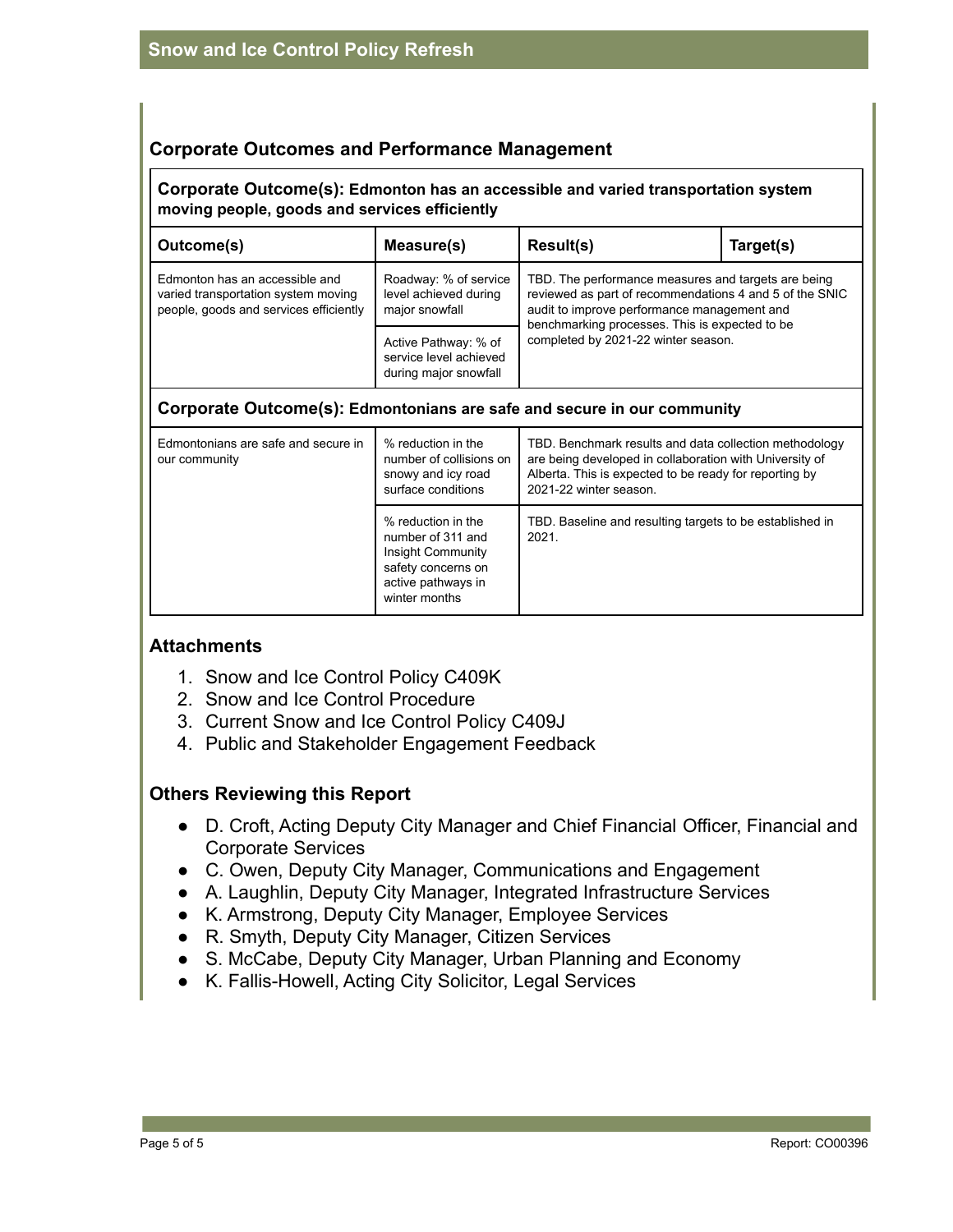## Corporate Outcomes and Performance Management

| Corporate Outcome(s): Edmonton has an accessible and varied transportation system moving people, goods and services efficiently | | | |
|---|---|---|---|
| **Outcome(s)** | **Measure(s)** | **Result(s)** | **Target(s)** |
| Edmonton has an accessible and varied transportation system moving people, goods and services efficiently | Roadway: % of service level achieved during major snowfall | TBD. The performance measures and targets are being reviewed as part of recommendations 4 and 5 of the SNIC audit to improve performance management and benchmarking processes. This is expected to be completed by 2021-22 winter season. | |
| | Active Pathway: % of service level achieved during major snowfall | | |
| **Corporate Outcome(s): Edmontonians are safe and secure in our community** | | | |
| Edmontonians are safe and secure in our community | % reduction in the number of collisions on snowy and icy road surface conditions | TBD. Benchmark results and data collection methodology are being developed in collaboration with University of Alberta. This is expected to be ready for reporting by 2021-22 winter season. | |
| | % reduction in the number of 311 and Insight Community safety concerns on active pathways in winter months | TBD. Baseline and resulting targets to be established in 2021. | |

## Attachments

1. Snow and Ice Control Policy C409K
2. Snow and Ice Control Procedure
3. Current Snow and Ice Control Policy C409J
4. Public and Stakeholder Engagement Feedback

## Others Reviewing this Report

- D. Croft, Acting Deputy City Manager and Chief Financial Officer, Financial and Corporate Services
- C. Owen, Deputy City Manager, Communications and Engagement
- A. Laughlin, Deputy City Manager, Integrated Infrastructure Services
- K. Armstrong, Deputy City Manager, Employee Services
- R. Smyth, Deputy City Manager, Citizen Services
- S. McCabe, Deputy City Manager, Urban Planning and Economy
- K. Fallis-Howell, Acting City Solicitor, Legal Services